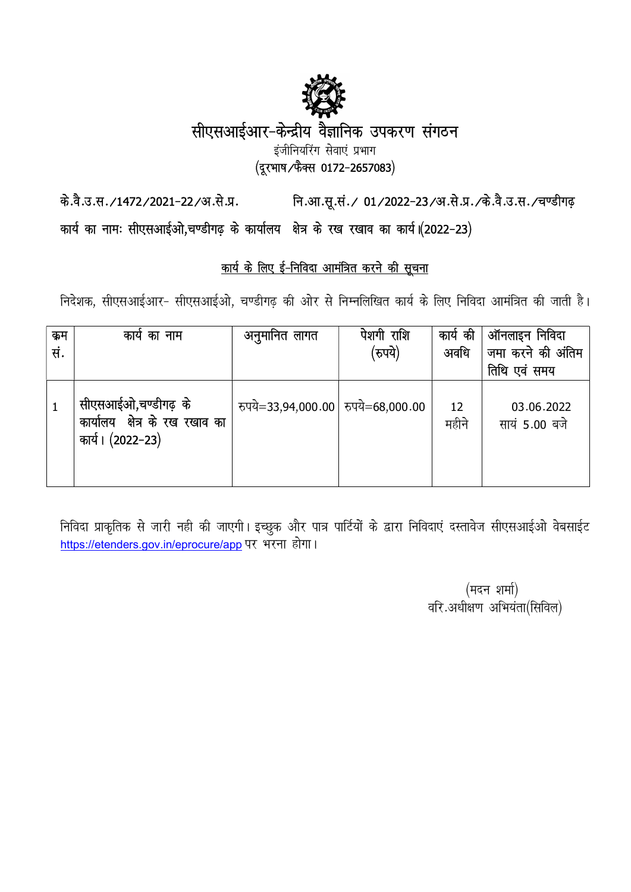# सीएसआईआर-केन्द्रीय वैज्ञानिक उपकरण संगठन

इंजीनियरिंग सेवाएं प्रभाग

(दूरभाष/फैक्स 0172-2657083)

के.वै.उ.स./1472/2021-22/अ.से.प्र. नि.आ.सू.सं./ 01/2022-23/अ.से.प्र./के.वै.उ.स./चण्डीगढ़

कार्य का नामः सीएसआईओ,चण्डीगढ़ के कार्यालय क्षेत्र के रख रखाव का कार्य।(2022-23)

## कार्य के लिए ई-निविदा आमंत्रित करने की सूचना

निदेशक, सीएसआईआर- सीएसआईओ, चण्डीगढ़ की ओर से निम्नलिखित कार्य के लिए निविदा आमंत्रित की जाती है।

| क्रम सं. | कार्य का नाम | अनुमानित लागत | पेशगी राशि (रुपये) | कार्य की अवधि | ऑनलाइन निविदा जमा करने की अंतिम तिथि एवं समय |
|---|---|---|---|---|---|
| 1 | सीएसआईओ,चण्डीगढ़ के कार्यालय क्षेत्र के रख रखाव का कार्य। (2022-23) | रुपये=33,94,000.00 | रुपये=68,000.00 | 12 महीने | 03.06.2022 सायं 5.00 बजे |

निविदा प्राकृतिक से जारी नही की जाएगी। इच्छुक और पात्र पार्टियों के द्वारा निविदाएं दस्तावेज सीएसआईओ वेबसाईट https://etenders.gov.in/eprocure/app पर भरना होगा।

(मदन शर्मा)

वरि.अधीक्षण अभियंता(सिविल)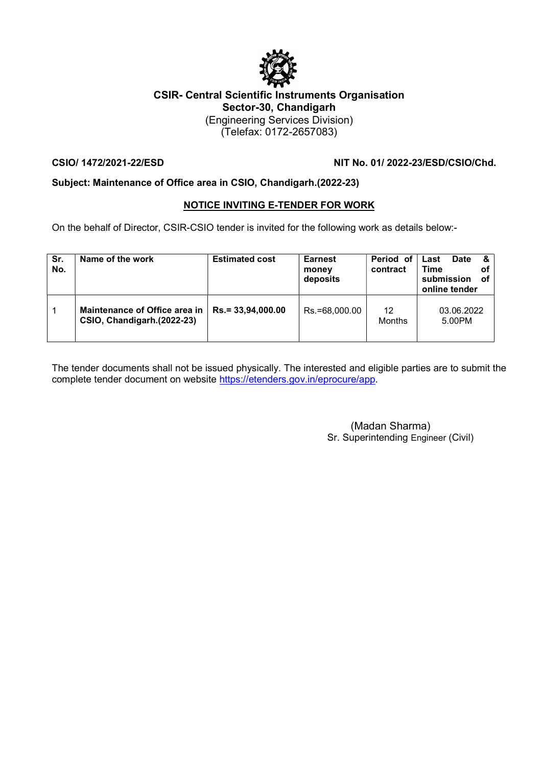**CSIR- Central Scientific Instruments Organisation**
**Sector-30, Chandigarh**
(Engineering Services Division)
(Telefax: 0172-2657083)

**CSIO/ 1472/2021-22/ESD** **NIT No. 01/ 2022-23/ESD/CSIO/Chd.**

**Subject: Maintenance of Office area in CSIO, Chandigarh.(2022-23)**

## NOTICE INVITING E-TENDER FOR WORK

On the behalf of Director, CSIR-CSIO tender is invited for the following work as details below:-

| Sr. No. | Name of the work | Estimated cost | Earnest money deposits | Period of contract | Last Date & Time of submission of online tender |
|---|---|---|---|---|---|
| 1 | **Maintenance of Office area in CSIO, Chandigarh.(2022-23)** | **Rs.= 33,94,000.00** | Rs.=68,000.00 | 12 Months | 03.06.2022 5.00PM |

The tender documents shall not be issued physically. The interested and eligible parties are to submit the complete tender document on website https://etenders.gov.in/eprocure/app.

(Madan Sharma)
Sr. Superintending Engineer (Civil)